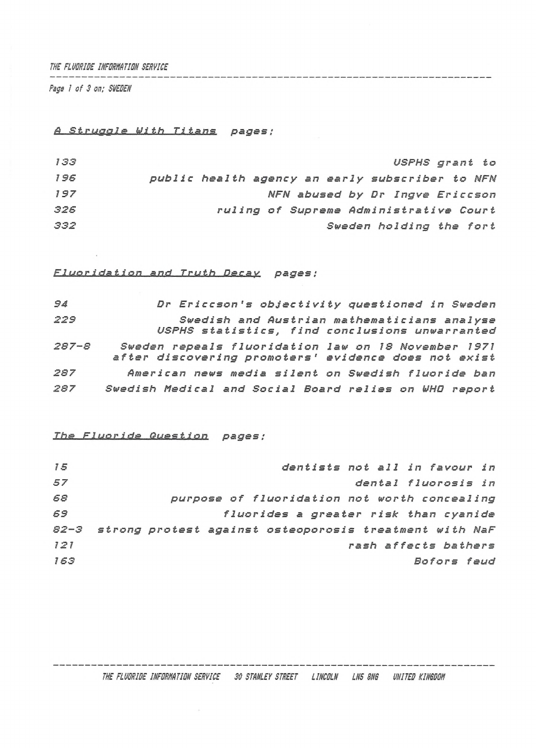*A Struggle With Titans* pages:

| | |
|---|---|
| 133 | USPHS grant to |
| 196 | public health agency an early subscriber to NFN |
| 197 | NFN abused by Dr Ingve Ericcson |
| 326 | ruling of Supreme Administrative Court |
| 332 | Sweden holding the fort |

*Fluoridation and Truth Decay* pages:

| | |
|---|---|
| 94 | Dr Ericcson's objectivity questioned in Sweden |
| 229 | Swedish and Austrian mathematicians analyse USPHS statistics, find conclusions unwarranted |
| 287-8 | Sweden repeals fluoridation law on 18 November 1971 after discovering promoters' evidence does not exist |
| 287 | American news media silent on Swedish fluoride ban |
| 287 | Swedish Medical and Social Board relies on WHO report |

*The Fluoride Question* pages:

| | |
|---|---|
| 15 | dentists not all in favour in |
| 57 | dental fluorosis in |
| 68 | purpose of fluoridation not worth concealing |
| 69 | fluorides a greater risk than cyanide |
| 82-3 | strong protest against osteoporosis treatment with NaF |
| 121 | rash affects bathers |
| 163 | Bofors feud |

THE FLUORIDE INFORMATION SERVICE 30 STANLEY STREET LINCOLN LN5 8NG UNITED KINGDOM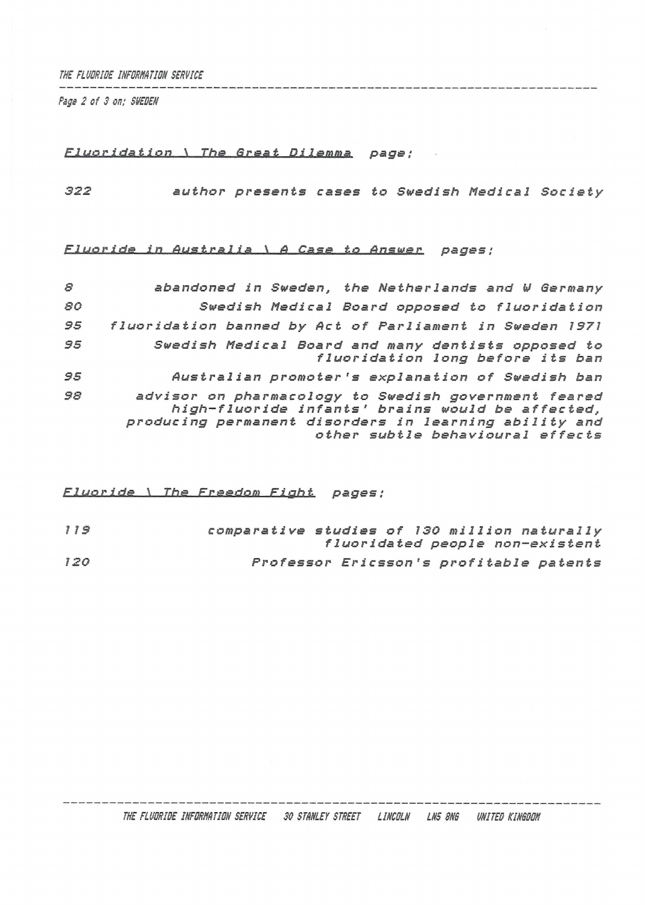*Fluoridation \ The Great Dilemma* page;

| | |
|---|---|
| 322 | author presents cases to Swedish Medical Society |

*Fluoride in Australia \ A Case to Answer* pages;

| | |
|---|---|
| 8 | abandoned in Sweden, the Netherlands and W Germany |
| 80 | Swedish Medical Board opposed to fluoridation |
| 95 | fluoridation banned by Act of Parliament in Sweden 1971 |
| 95 | Swedish Medical Board and many dentists opposed to fluoridation long before its ban |
| 95 | Australian promoter's explanation of Swedish ban |
| 98 | advisor on pharmacology to Swedish government feared high-fluoride infants' brains would be affected, producing permanent disorders in learning ability and other subtle behavioural effects |

*Fluoride \ The Freedom Fight* pages;

| | |
|---|---|
| 119 | comparative studies of 130 million naturally fluoridated people non-existent |
| 120 | Professor Ericsson's profitable patents |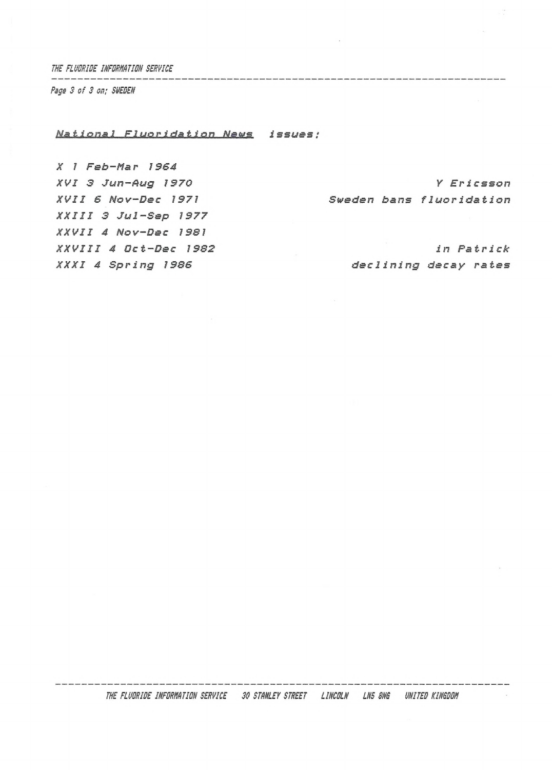*National Fluoridation News issues:*

| | |
|---|---|
| X 1 Feb-Mar 1964 | |
| XVI 3 Jun-Aug 1970 | Y Ericsson |
| XVII 6 Nov-Dec 1971 | Sweden bans fluoridation |
| XXIII 3 Jul-Sep 1977 | |
| XXVII 4 Nov-Dec 1981 | |
| XXVIII 4 Oct-Dec 1982 | in Patrick |
| XXXI 4 Spring 1986 | declining decay rates |